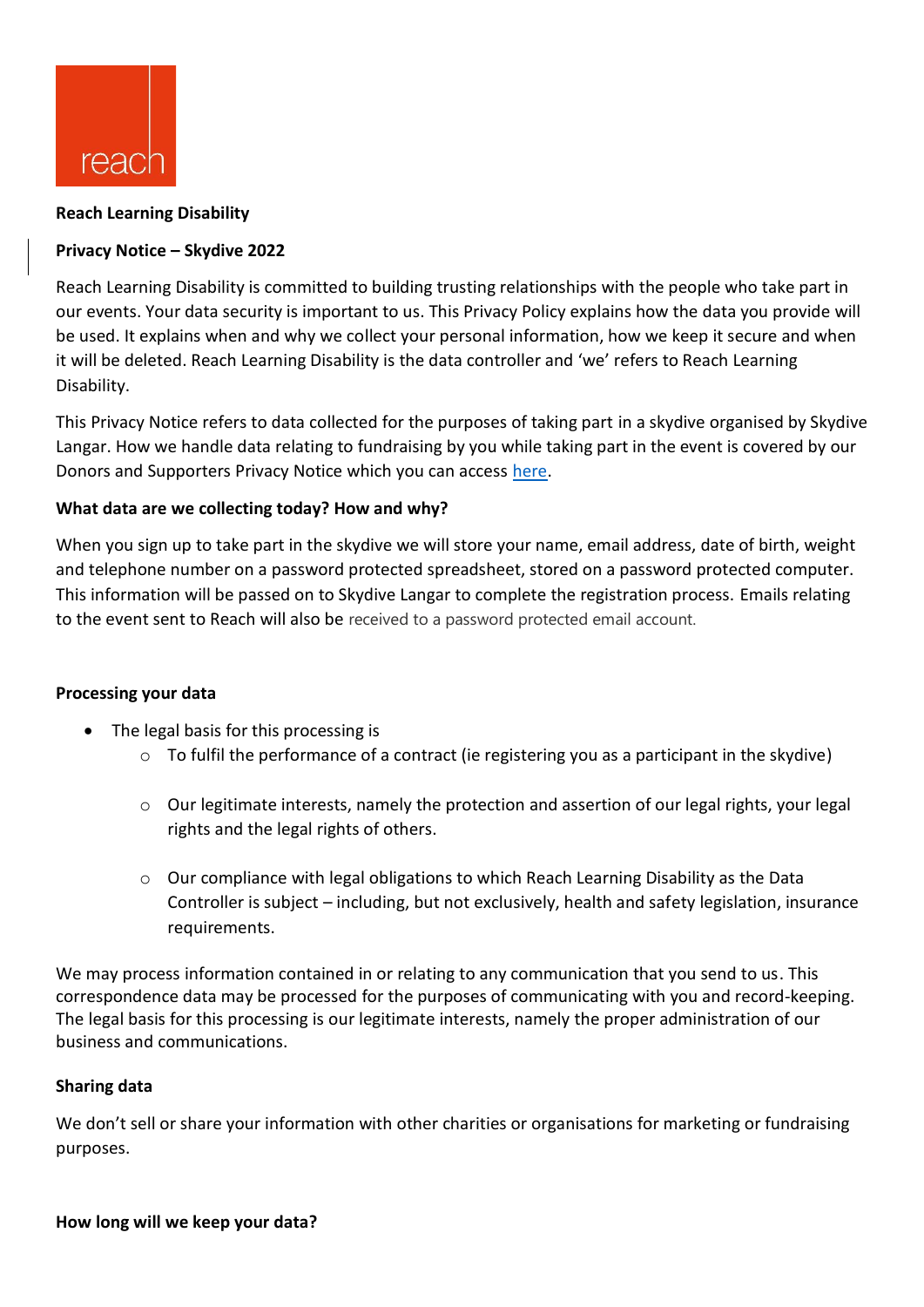reach

**Reach Learning Disability**

**Privacy Notice – Skydive 2022**

Reach Learning Disability is committed to building trusting relationships with the people who take part in our events. Your data security is important to us. This Privacy Policy explains how the data you provide will be used. It explains when and why we collect your personal information, how we keep it secure and when it will be deleted. Reach Learning Disability is the data controller and 'we' refers to Reach Learning Disability.

This Privacy Notice refers to data collected for the purposes of taking part in a skydive organised by Skydive Langar. How we handle data relating to fundraising by you while taking part in the event is covered by our Donors and Supporters Privacy Notice which you can access here.

### What data are we collecting today? How and why?

When you sign up to take part in the skydive we will store your name, email address, date of birth, weight and telephone number on a password protected spreadsheet, stored on a password protected computer. This information will be passed on to Skydive Langar to complete the registration process. Emails relating to the event sent to Reach will also be received to a password protected email account.

### Processing your data

- The legal basis for this processing is
  - To fulfil the performance of a contract (ie registering you as a participant in the skydive)
  - Our legitimate interests, namely the protection and assertion of our legal rights, your legal rights and the legal rights of others.
  - Our compliance with legal obligations to which Reach Learning Disability as the Data Controller is subject – including, but not exclusively, health and safety legislation, insurance requirements.

We may process information contained in or relating to any communication that you send to us. This correspondence data may be processed for the purposes of communicating with you and record-keeping. The legal basis for this processing is our legitimate interests, namely the proper administration of our business and communications.

### Sharing data

We don't sell or share your information with other charities or organisations for marketing or fundraising purposes.

### How long will we keep your data?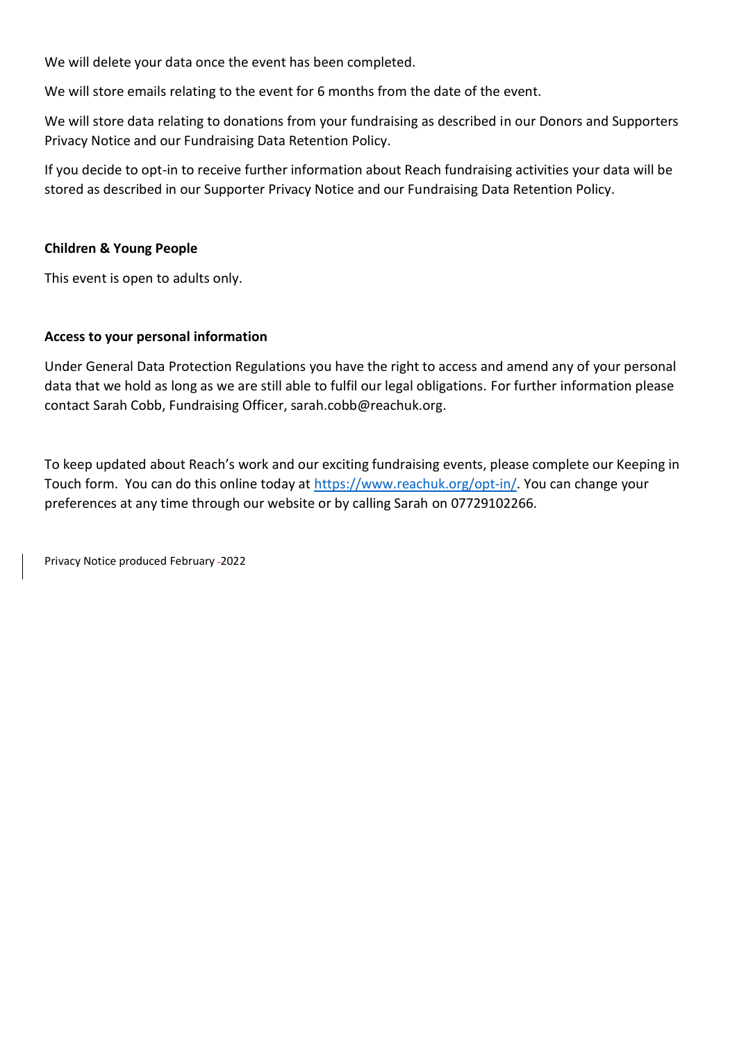We will delete your data once the event has been completed.

We will store emails relating to the event for 6 months from the date of the event.

We will store data relating to donations from your fundraising as described in our Donors and Supporters Privacy Notice and our Fundraising Data Retention Policy.

If you decide to opt-in to receive further information about Reach fundraising activities your data will be stored as described in our Supporter Privacy Notice and our Fundraising Data Retention Policy.

**Children & Young People**

This event is open to adults only.

**Access to your personal information**

Under General Data Protection Regulations you have the right to access and amend any of your personal data that we hold as long as we are still able to fulfil our legal obligations. For further information please contact Sarah Cobb, Fundraising Officer, sarah.cobb@reachuk.org.

To keep updated about Reach's work and our exciting fundraising events, please complete our Keeping in Touch form. You can do this online today at [https://www.reachuk.org/opt-in/](https://www.reachuk.org/opt-in/). You can change your preferences at any time through our website or by calling Sarah on 07729102266.

Privacy Notice produced February 2022